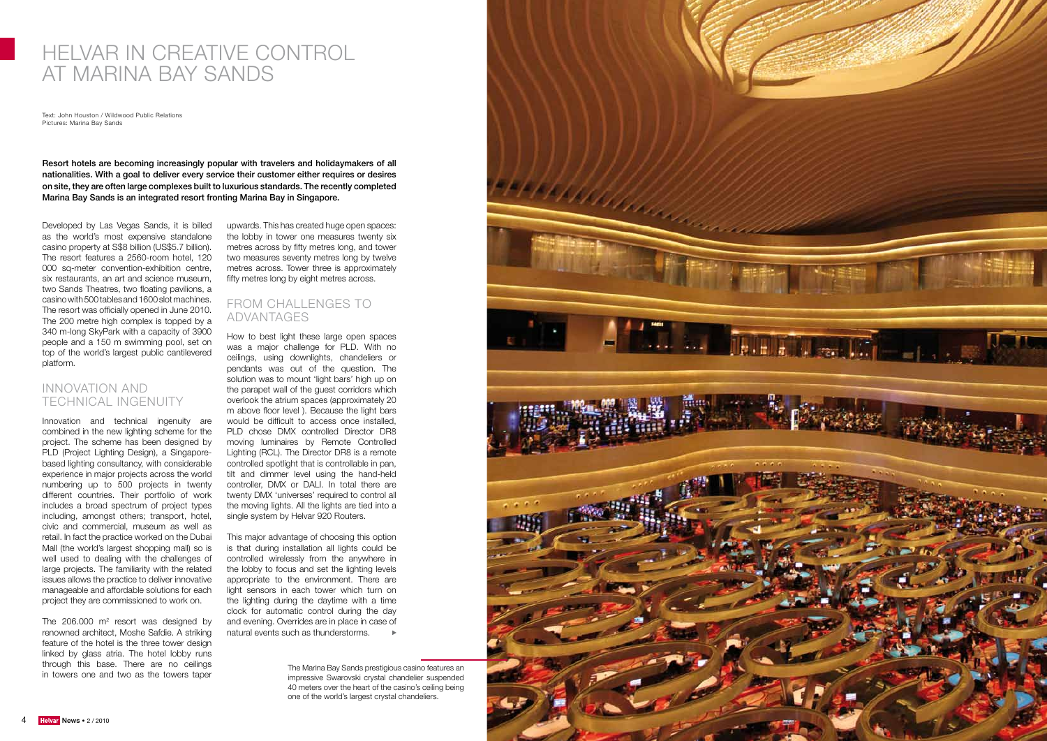# HELVAR IN CREATIVE CONTROL AT MARINA BAY SANDS

Text: John Houston / Wildwood Public Relations
Pictures: Marina Bay Sands

**Resort hotels are becoming increasingly popular with travelers and holidaymakers of all nationalities. With a goal to deliver every service their customer either requires or desires on site, they are often large complexes built to luxurious standards. The recently completed Marina Bay Sands is an integrated resort fronting Marina Bay in Singapore.**

Developed by Las Vegas Sands, it is billed as the world's most expensive standalone casino property at S$8 billion (US$5.7 billion). The resort features a 2560-room hotel, 120 000 sq-meter convention-exhibition centre, six restaurants, an art and science museum, two Sands Theatres, two floating pavilions, a casino with 500 tables and 1600 slot machines. The resort was officially opened in June 2010. The 200 metre high complex is topped by a 340 m-long SkyPark with a capacity of 3900 people and a 150 m swimming pool, set on top of the world's largest public cantilevered platform.

## INNOVATION AND TECHNICAL INGENUITY

Innovation and technical ingenuity are combined in the new lighting scheme for the project. The scheme has been designed by PLD (Project Lighting Design), a Singapore-based lighting consultancy, with considerable experience in major projects across the world numbering up to 500 projects in twenty different countries. Their portfolio of work includes a broad spectrum of project types including, amongst others; transport, hotel, civic and commercial, museum as well as retail. In fact the practice worked on the Dubai Mall (the world's largest shopping mall) so is well used to dealing with the challenges of large projects. The familiarity with the related issues allows the practice to deliver innovative manageable and affordable solutions for each project they are commissioned to work on.

The 206.000 m$^2$ resort was designed by renowned architect, Moshe Safdie. A striking feature of the hotel is the three tower design linked by glass atria. The hotel lobby runs through this base. There are no ceilings in towers one and two as the towers taper upwards. This has created huge open spaces: the lobby in tower one measures twenty six metres across by fifty metres long, and tower two measures seventy metres long by twelve metres across. Tower three is approximately fifty metres long by eight metres across.

## FROM CHALLENGES TO ADVANTAGES

How to best light these large open spaces was a major challenge for PLD. With no ceilings, using downlights, chandeliers or pendants was out of the question. The solution was to mount 'light bars' high up on the parapet wall of the guest corridors which overlook the atrium spaces (approximately 20 m above floor level ). Because the light bars would be difficult to access once installed, PLD chose DMX controlled Director DR8 moving luminaires by Remote Controlled Lighting (RCL). The Director DR8 is a remote controlled spotlight that is controllable in pan, tilt and dimmer level using the hand-held controller, DMX or DALI. In total there are twenty DMX 'universes' required to control all the moving lights. All the lights are tied into a single system by Helvar 920 Routers.

This major advantage of choosing this option is that during installation all lights could be controlled wirelessly from the anywhere in the lobby to focus and set the lighting levels appropriate to the environment. There are light sensors in each tower which turn on the lighting during the daytime with a time clock for automatic control during the day and evening. Overrides are in place in case of natural events such as thunderstorms.

The Marina Bay Sands prestigious casino features an impressive Swarovski crystal chandelier suspended 40 meters over the heart of the casino's ceiling being one of the world's largest crystal chandeliers.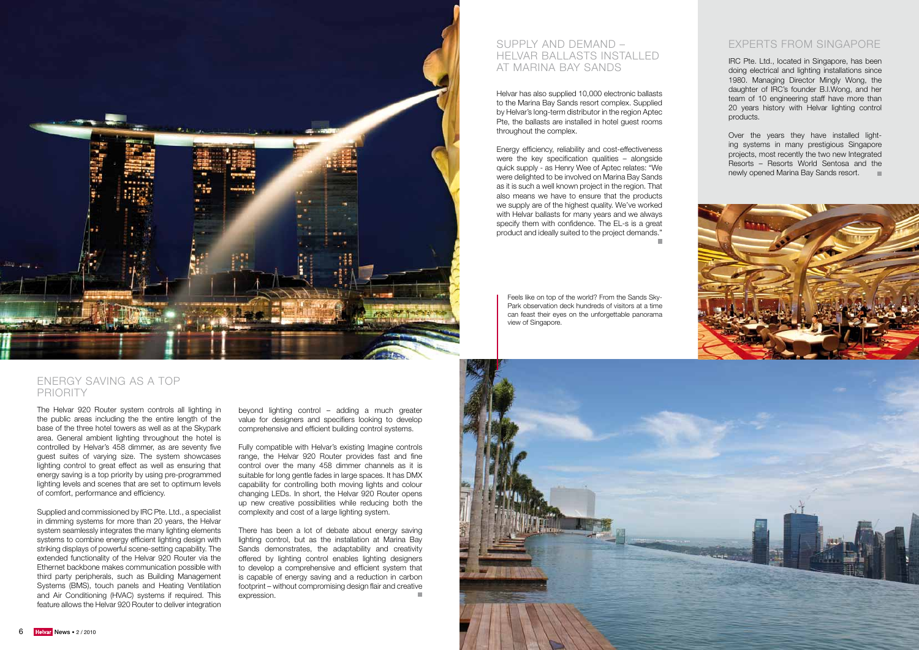## SUPPLY AND DEMAND – HELVAR BALLASTS INSTALLED AT MARINA BAY SANDS

Helvar has also supplied 10,000 electronic ballasts to the Marina Bay Sands resort complex. Supplied by Helvar's long-term distributor in the region Aptec Pte, the ballasts are installed in hotel guest rooms throughout the complex.

Energy efficiency, reliability and cost-effectiveness were the key specification qualities – alongside quick supply - as Henry Wee of Aptec relates: "We were delighted to be involved on Marina Bay Sands as it is such a well known project in the region. That also means we have to ensure that the products we supply are of the highest quality. We've worked with Helvar ballasts for many years and we always specify them with confidence. The EL-s is a great product and ideally suited to the project demands."

Feels like on top of the world? From the Sands Sky-Park observation deck hundreds of visitors at a time can feast their eyes on the unforgettable panorama view of Singapore.

## EXPERTS FROM SINGAPORE

IRC Pte. Ltd., located in Singapore, has been doing electrical and lighting installations since 1980. Managing Director Mingly Wong, the daughter of IRC's founder B.I.Wong, and her team of 10 engineering staff have more than 20 years history with Helvar lighting control products.

Over the years they have installed lighting systems in many prestigious Singapore projects, most recently the two new Integrated Resorts – Resorts World Sentosa and the newly opened Marina Bay Sands resort.

## ENERGY SAVING AS A TOP PRIORITY

The Helvar 920 Router system controls all lighting in the public areas including the the entire length of the base of the three hotel towers as well as at the Skypark area. General ambient lighting throughout the hotel is controlled by Helvar's 458 dimmer, as are seventy five guest suites of varying size. The system showcases lighting control to great effect as well as ensuring that energy saving is a top priority by using pre-programmed lighting levels and scenes that are set to optimum levels of comfort, performance and efficiency.

Supplied and commissioned by IRC Pte. Ltd., a specialist in dimming systems for more than 20 years, the Helvar system seamlessly integrates the many lighting elements systems to combine energy efficient lighting design with striking displays of powerful scene-setting capability. The extended functionality of the Helvar 920 Router via the Ethernet backbone makes communication possible with third party peripherals, such as Building Management Systems (BMS), touch panels and Heating Ventilation and Air Conditioning (HVAC) systems if required. This feature allows the Helvar 920 Router to deliver integration beyond lighting control – adding a much greater value for designers and specifiers looking to develop comprehensive and efficient building control systems.

Fully compatible with Helvar's existing Imagine controls range, the Helvar 920 Router provides fast and fine control over the many 458 dimmer channels as it is suitable for long gentle fades in large spaces. It has DMX capability for controlling both moving lights and colour changing LEDs. In short, the Helvar 920 Router opens up new creative possibilities while reducing both the complexity and cost of a large lighting system.

There has been a lot of debate about energy saving lighting control, but as the installation at Marina Bay Sands demonstrates, the adaptability and creativity offered by lighting control enables lighting designers to develop a comprehensive and efficient system that is capable of energy saving and a reduction in carbon footprint – without compromising design flair and creative expression.